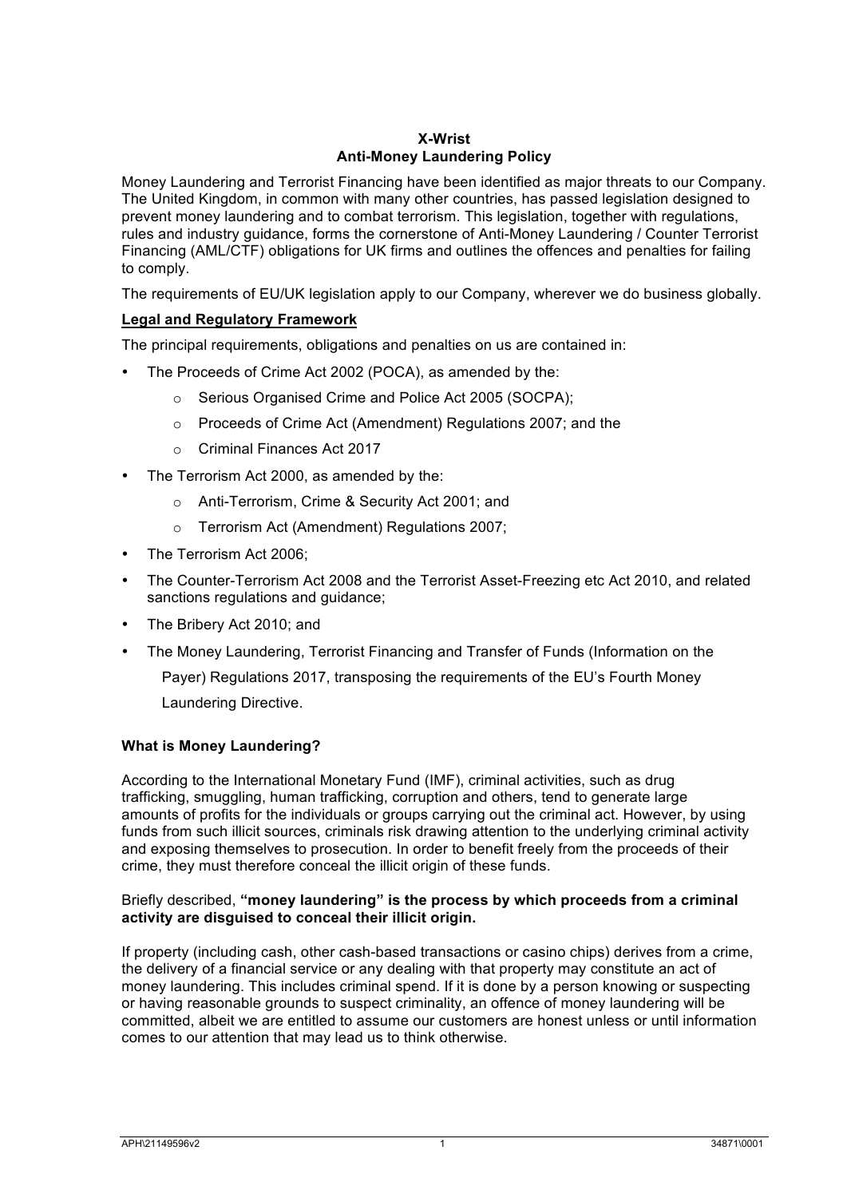# X-Wrist
## Anti-Money Laundering Policy

Money Laundering and Terrorist Financing have been identified as major threats to our Company. The United Kingdom, in common with many other countries, has passed legislation designed to prevent money laundering and to combat terrorism. This legislation, together with regulations, rules and industry guidance, forms the cornerstone of Anti-Money Laundering / Counter Terrorist Financing (AML/CTF) obligations for UK firms and outlines the offences and penalties for failing to comply.

The requirements of EU/UK legislation apply to our Company, wherever we do business globally.

### Legal and Regulatory Framework

The principal requirements, obligations and penalties on us are contained in:

- The Proceeds of Crime Act 2002 (POCA), as amended by the:
  - Serious Organised Crime and Police Act 2005 (SOCPA);
  - Proceeds of Crime Act (Amendment) Regulations 2007; and the
  - Criminal Finances Act 2017
- The Terrorism Act 2000, as amended by the:
  - Anti-Terrorism, Crime & Security Act 2001; and
  - Terrorism Act (Amendment) Regulations 2007;
- The Terrorism Act 2006;
- The Counter-Terrorism Act 2008 and the Terrorist Asset-Freezing etc Act 2010, and related sanctions regulations and guidance;
- The Bribery Act 2010; and
- The Money Laundering, Terrorist Financing and Transfer of Funds (Information on the Payer) Regulations 2017, transposing the requirements of the EU's Fourth Money Laundering Directive.

### What is Money Laundering?

According to the International Monetary Fund (IMF), criminal activities, such as drug trafficking, smuggling, human trafficking, corruption and others, tend to generate large amounts of profits for the individuals or groups carrying out the criminal act. However, by using funds from such illicit sources, criminals risk drawing attention to the underlying criminal activity and exposing themselves to prosecution. In order to benefit freely from the proceeds of their crime, they must therefore conceal the illicit origin of these funds.

Briefly described, **"money laundering" is the process by which proceeds from a criminal activity are disguised to conceal their illicit origin.**

If property (including cash, other cash-based transactions or casino chips) derives from a crime, the delivery of a financial service or any dealing with that property may constitute an act of money laundering. This includes criminal spend. If it is done by a person knowing or suspecting or having reasonable grounds to suspect criminality, an offence of money laundering will be committed, albeit we are entitled to assume our customers are honest unless or until information comes to our attention that may lead us to think otherwise.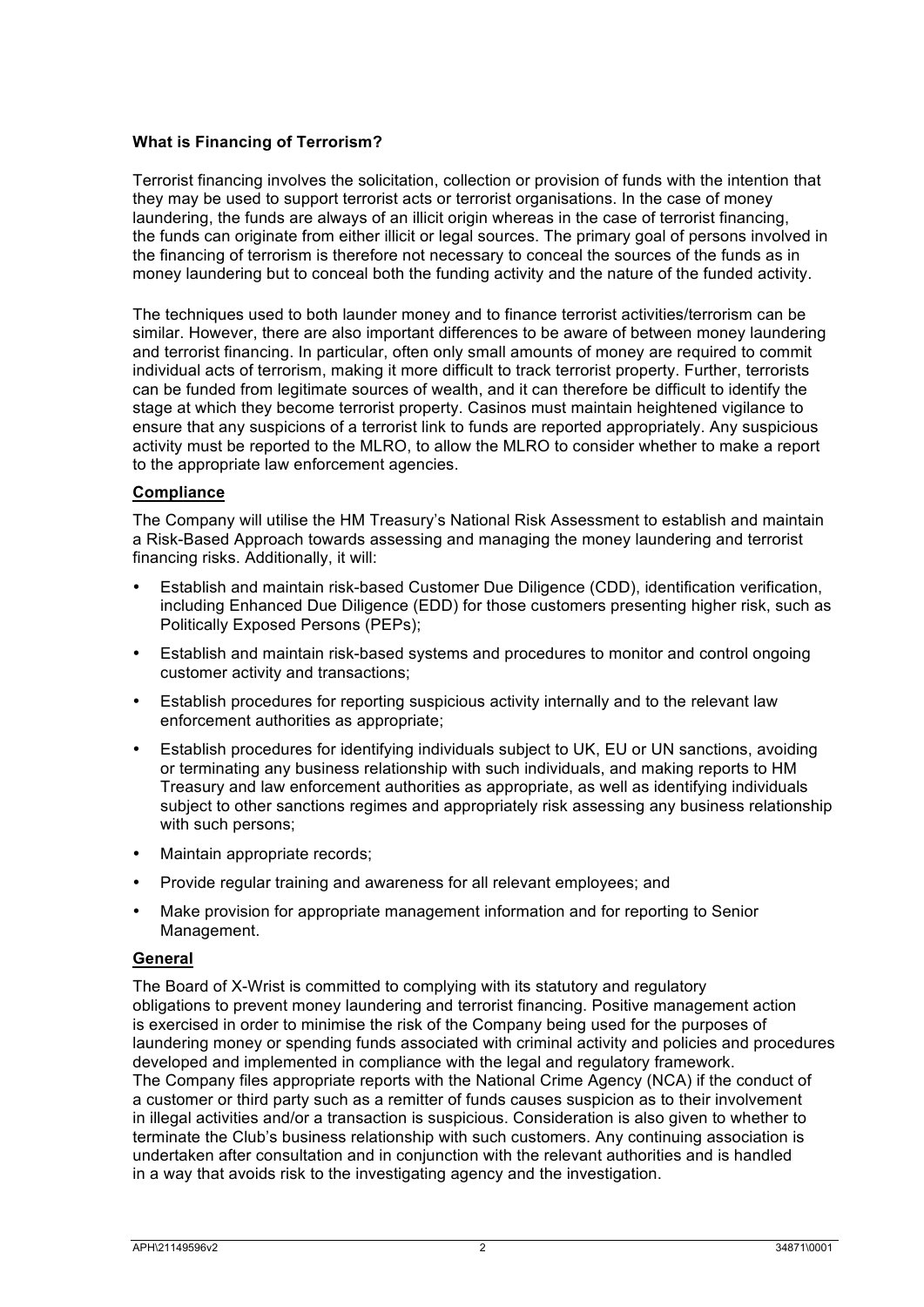**What is Financing of Terrorism?**

Terrorist financing involves the solicitation, collection or provision of funds with the intention that they may be used to support terrorist acts or terrorist organisations. In the case of money laundering, the funds are always of an illicit origin whereas in the case of terrorist financing, the funds can originate from either illicit or legal sources. The primary goal of persons involved in the financing of terrorism is therefore not necessary to conceal the sources of the funds as in money laundering but to conceal both the funding activity and the nature of the funded activity.

The techniques used to both launder money and to finance terrorist activities/terrorism can be similar. However, there are also important differences to be aware of between money laundering and terrorist financing. In particular, often only small amounts of money are required to commit individual acts of terrorism, making it more difficult to track terrorist property. Further, terrorists can be funded from legitimate sources of wealth, and it can therefore be difficult to identify the stage at which they become terrorist property. Casinos must maintain heightened vigilance to ensure that any suspicions of a terrorist link to funds are reported appropriately. Any suspicious activity must be reported to the MLRO, to allow the MLRO to consider whether to make a report to the appropriate law enforcement agencies.

**Compliance**

The Company will utilise the HM Treasury's National Risk Assessment to establish and maintain a Risk-Based Approach towards assessing and managing the money laundering and terrorist financing risks. Additionally, it will:

- Establish and maintain risk-based Customer Due Diligence (CDD), identification verification, including Enhanced Due Diligence (EDD) for those customers presenting higher risk, such as Politically Exposed Persons (PEPs);
- Establish and maintain risk-based systems and procedures to monitor and control ongoing customer activity and transactions;
- Establish procedures for reporting suspicious activity internally and to the relevant law enforcement authorities as appropriate;
- Establish procedures for identifying individuals subject to UK, EU or UN sanctions, avoiding or terminating any business relationship with such individuals, and making reports to HM Treasury and law enforcement authorities as appropriate, as well as identifying individuals subject to other sanctions regimes and appropriately risk assessing any business relationship with such persons;
- Maintain appropriate records;
- Provide regular training and awareness for all relevant employees; and
- Make provision for appropriate management information and for reporting to Senior Management.

**General**

The Board of X-Wrist is committed to complying with its statutory and regulatory obligations to prevent money laundering and terrorist financing. Positive management action is exercised in order to minimise the risk of the Company being used for the purposes of laundering money or spending funds associated with criminal activity and policies and procedures developed and implemented in compliance with the legal and regulatory framework. The Company files appropriate reports with the National Crime Agency (NCA) if the conduct of a customer or third party such as a remitter of funds causes suspicion as to their involvement in illegal activities and/or a transaction is suspicious. Consideration is also given to whether to terminate the Club's business relationship with such customers. Any continuing association is undertaken after consultation and in conjunction with the relevant authorities and is handled in a way that avoids risk to the investigating agency and the investigation.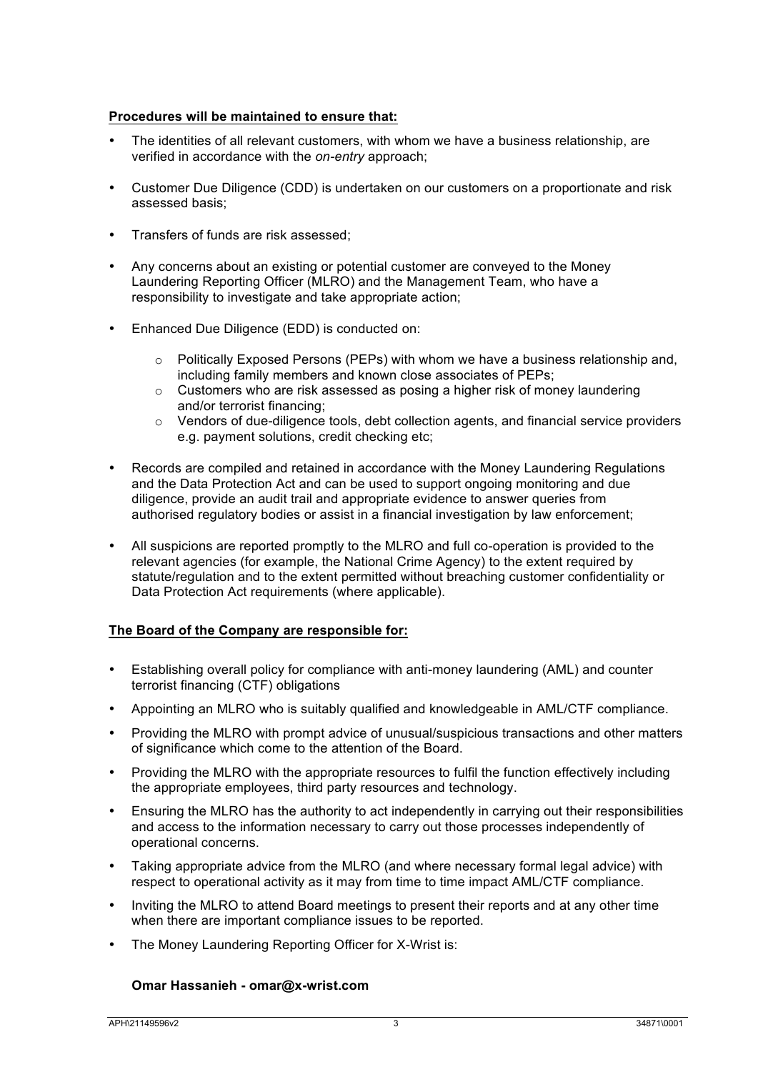**Procedures will be maintained to ensure that:**

- The identities of all relevant customers, with whom we have a business relationship, are verified in accordance with the *on-entry* approach;
- Customer Due Diligence (CDD) is undertaken on our customers on a proportionate and risk assessed basis;
- Transfers of funds are risk assessed;
- Any concerns about an existing or potential customer are conveyed to the Money Laundering Reporting Officer (MLRO) and the Management Team, who have a responsibility to investigate and take appropriate action;
- Enhanced Due Diligence (EDD) is conducted on:
    - Politically Exposed Persons (PEPs) with whom we have a business relationship and, including family members and known close associates of PEPs;
    - Customers who are risk assessed as posing a higher risk of money laundering and/or terrorist financing;
    - Vendors of due-diligence tools, debt collection agents, and financial service providers e.g. payment solutions, credit checking etc;
- Records are compiled and retained in accordance with the Money Laundering Regulations and the Data Protection Act and can be used to support ongoing monitoring and due diligence, provide an audit trail and appropriate evidence to answer queries from authorised regulatory bodies or assist in a financial investigation by law enforcement;
- All suspicions are reported promptly to the MLRO and full co-operation is provided to the relevant agencies (for example, the National Crime Agency) to the extent required by statute/regulation and to the extent permitted without breaching customer confidentiality or Data Protection Act requirements (where applicable).

**The Board of the Company are responsible for:**

- Establishing overall policy for compliance with anti-money laundering (AML) and counter terrorist financing (CTF) obligations
- Appointing an MLRO who is suitably qualified and knowledgeable in AML/CTF compliance.
- Providing the MLRO with prompt advice of unusual/suspicious transactions and other matters of significance which come to the attention of the Board.
- Providing the MLRO with the appropriate resources to fulfil the function effectively including the appropriate employees, third party resources and technology.
- Ensuring the MLRO has the authority to act independently in carrying out their responsibilities and access to the information necessary to carry out those processes independently of operational concerns.
- Taking appropriate advice from the MLRO (and where necessary formal legal advice) with respect to operational activity as it may from time to time impact AML/CTF compliance.
- Inviting the MLRO to attend Board meetings to present their reports and at any other time when there are important compliance issues to be reported.
- The Money Laundering Reporting Officer for X-Wrist is:

**Omar Hassanieh - omar@x-wrist.com**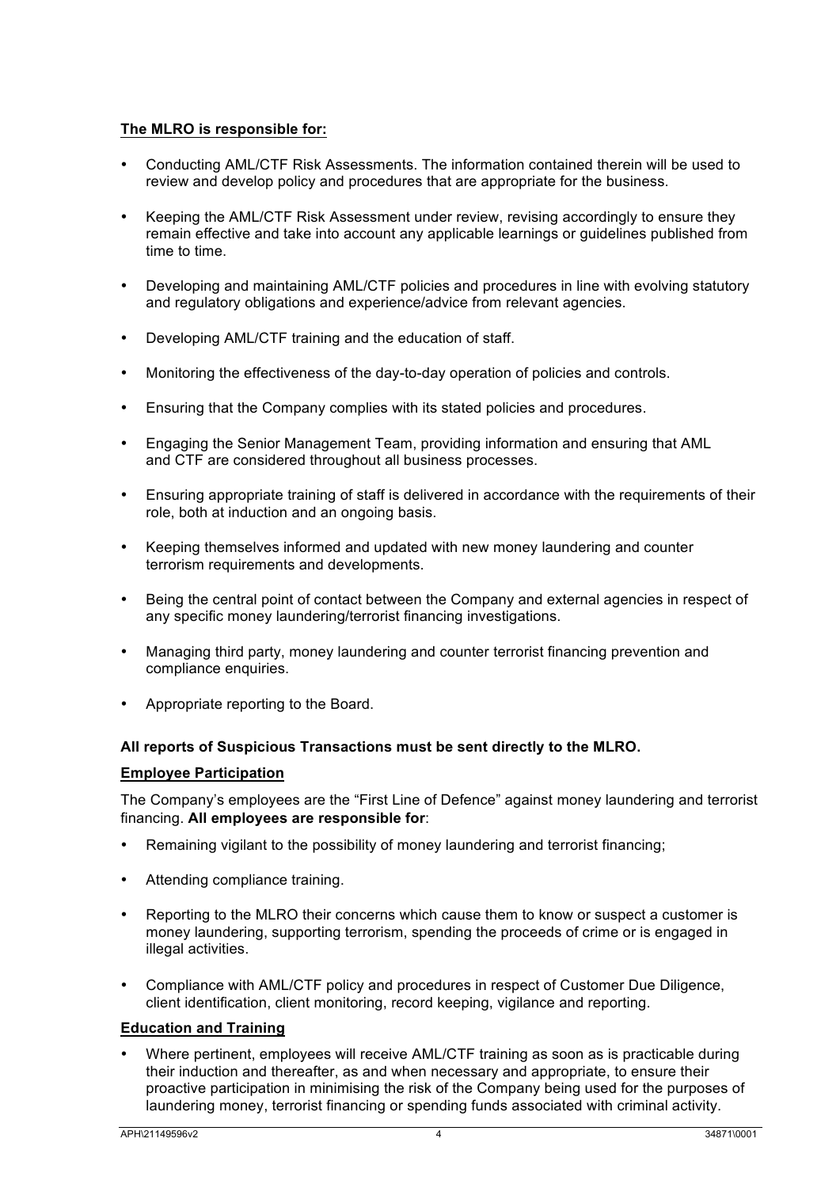**The MLRO is responsible for:**

- Conducting AML/CTF Risk Assessments. The information contained therein will be used to review and develop policy and procedures that are appropriate for the business.
- Keeping the AML/CTF Risk Assessment under review, revising accordingly to ensure they remain effective and take into account any applicable learnings or guidelines published from time to time.
- Developing and maintaining AML/CTF policies and procedures in line with evolving statutory and regulatory obligations and experience/advice from relevant agencies.
- Developing AML/CTF training and the education of staff.
- Monitoring the effectiveness of the day-to-day operation of policies and controls.
- Ensuring that the Company complies with its stated policies and procedures.
- Engaging the Senior Management Team, providing information and ensuring that AML and CTF are considered throughout all business processes.
- Ensuring appropriate training of staff is delivered in accordance with the requirements of their role, both at induction and an ongoing basis.
- Keeping themselves informed and updated with new money laundering and counter terrorism requirements and developments.
- Being the central point of contact between the Company and external agencies in respect of any specific money laundering/terrorist financing investigations.
- Managing third party, money laundering and counter terrorist financing prevention and compliance enquiries.
- Appropriate reporting to the Board.

**All reports of Suspicious Transactions must be sent directly to the MLRO.**

**Employee Participation**

The Company's employees are the "First Line of Defence" against money laundering and terrorist financing. **All employees are responsible for**:

- Remaining vigilant to the possibility of money laundering and terrorist financing;
- Attending compliance training.
- Reporting to the MLRO their concerns which cause them to know or suspect a customer is money laundering, supporting terrorism, spending the proceeds of crime or is engaged in illegal activities.
- Compliance with AML/CTF policy and procedures in respect of Customer Due Diligence, client identification, client monitoring, record keeping, vigilance and reporting.

**Education and Training**

- Where pertinent, employees will receive AML/CTF training as soon as is practicable during their induction and thereafter, as and when necessary and appropriate, to ensure their proactive participation in minimising the risk of the Company being used for the purposes of laundering money, terrorist financing or spending funds associated with criminal activity.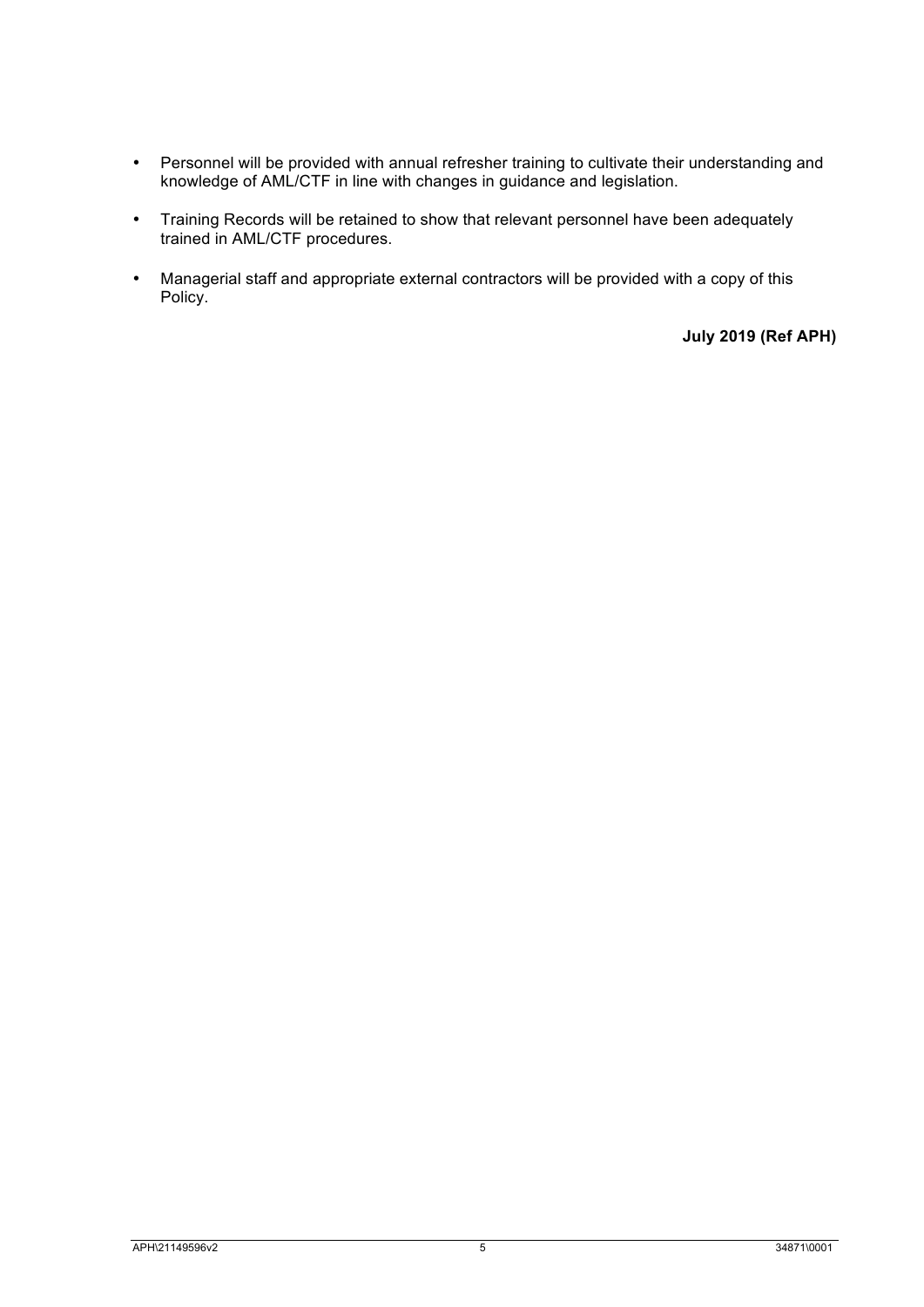- Personnel will be provided with annual refresher training to cultivate their understanding and knowledge of AML/CTF in line with changes in guidance and legislation.
- Training Records will be retained to show that relevant personnel have been adequately trained in AML/CTF procedures.
- Managerial staff and appropriate external contractors will be provided with a copy of this Policy.

**July 2019 (Ref APH)**